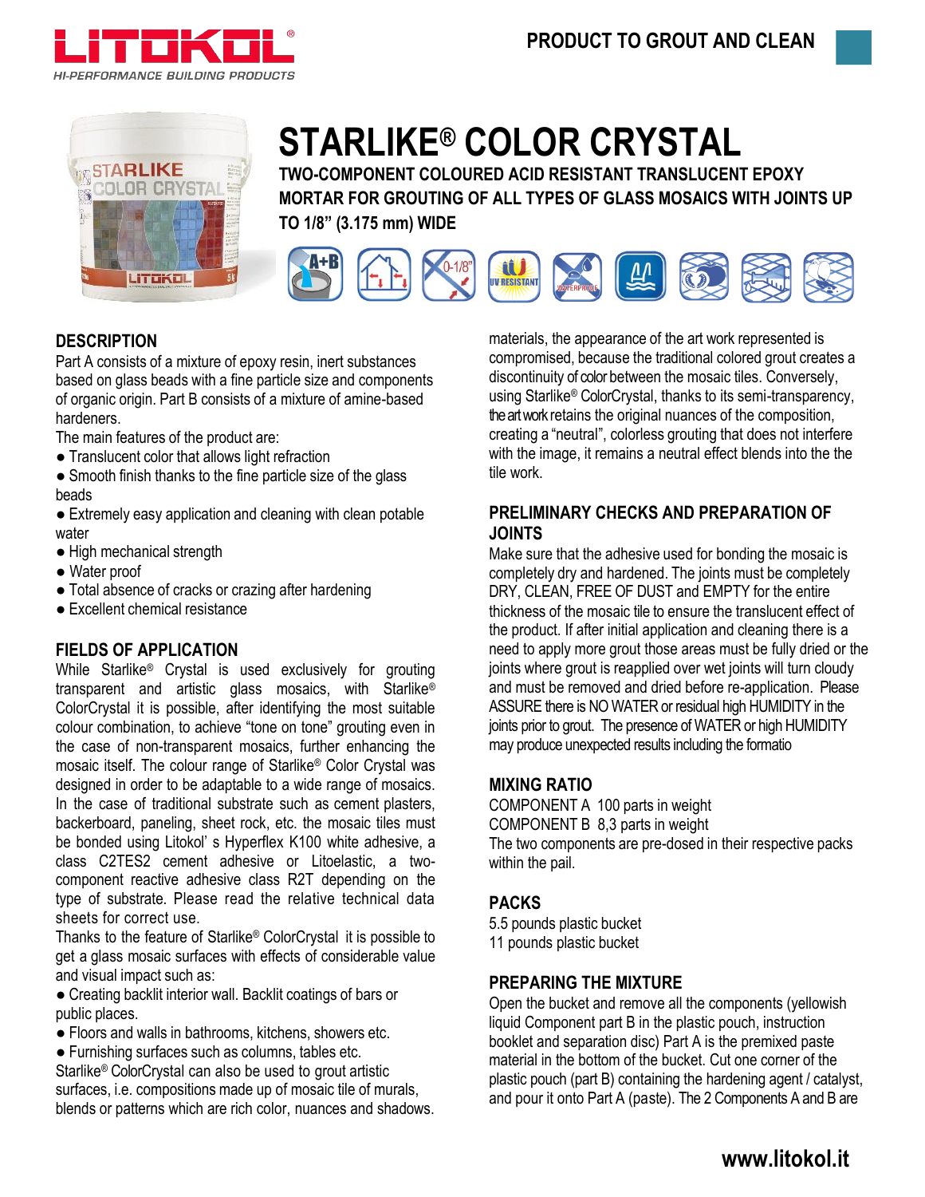LITOKOL
HI-PERFORMANCE BUILDING PRODUCTS

PRODUCT TO GROUT AND CLEAN

# STARLIKE® COLOR CRYSTAL

**TWO-COMPONENT COLOURED ACID RESISTANT TRANSLUCENT EPOXY MORTAR FOR GROUTING OF ALL TYPES OF GLASS MOSAICS WITH JOINTS UP TO 1/8" (3.175 mm) WIDE**

## DESCRIPTION

Part A consists of a mixture of epoxy resin, inert substances based on glass beads with a fine particle size and components of organic origin. Part B consists of a mixture of amine-based hardeners.

The main features of the product are:

- Translucent color that allows light refraction
- Smooth finish thanks to the fine particle size of the glass beads
- Extremely easy application and cleaning with clean potable water
- High mechanical strength
- Water proof
- Total absence of cracks or crazing after hardening
- Excellent chemical resistance

## FIELDS OF APPLICATION

While Starlike® Crystal is used exclusively for grouting transparent and artistic glass mosaics, with Starlike® ColorCrystal it is possible, after identifying the most suitable colour combination, to achieve "tone on tone" grouting even in the case of non-transparent mosaics, further enhancing the mosaic itself. The colour range of Starlike® Color Crystal was designed in order to be adaptable to a wide range of mosaics. In the case of traditional substrate such as cement plasters, backerboard, paneling, sheet rock, etc. the mosaic tiles must be bonded using Litokol' s Hyperflex K100 white adhesive, a class C2TES2 cement adhesive or Litoelastic, a two-component reactive adhesive class R2T depending on the type of substrate. Please read the relative technical data sheets for correct use.

Thanks to the feature of Starlike® ColorCrystal it is possible to get a glass mosaic surfaces with effects of considerable value and visual impact such as:

- Creating backlit interior wall. Backlit coatings of bars or public places.
- Floors and walls in bathrooms, kitchens, showers etc.
- Furnishing surfaces such as columns, tables etc.

Starlike® ColorCrystal can also be used to grout artistic surfaces, i.e. compositions made up of mosaic tile of murals, blends or patterns which are rich color, nuances and shadows. materials, the appearance of the art work represented is compromised, because the traditional colored grout creates a discontinuity of color between the mosaic tiles. Conversely, using Starlike® ColorCrystal, thanks to its semi-transparency, the art work retains the original nuances of the composition, creating a "neutral", colorless grouting that does not interfere with the image, it remains a neutral effect blends into the the tile work.

## PRELIMINARY CHECKS AND PREPARATION OF JOINTS

Make sure that the adhesive used for bonding the mosaic is completely dry and hardened. The joints must be completely DRY, CLEAN, FREE OF DUST and EMPTY for the entire thickness of the mosaic tile to ensure the translucent effect of the product. If after initial application and cleaning there is a need to apply more grout those areas must be fully dried or the joints where grout is reapplied over wet joints will turn cloudy and must be removed and dried before re-application. Please ASSURE there is NO WATER or residual high HUMIDITY in the joints prior to grout. The presence of WATER or high HUMIDITY may produce unexpected results including the formatio

## MIXING RATIO

COMPONENT A 100 parts in weight
COMPONENT B 8,3 parts in weight
The two components are pre-dosed in their respective packs within the pail.

## PACKS

5.5 pounds plastic bucket
11 pounds plastic bucket

## PREPARING THE MIXTURE

Open the bucket and remove all the components (yellowish liquid Component part B in the plastic pouch, instruction booklet and separation disc) Part A is the premixed paste material in the bottom of the bucket. Cut one corner of the plastic pouch (part B) containing the hardening agent / catalyst, and pour it onto Part A (paste). The 2 Components A and B are

www.litokol.it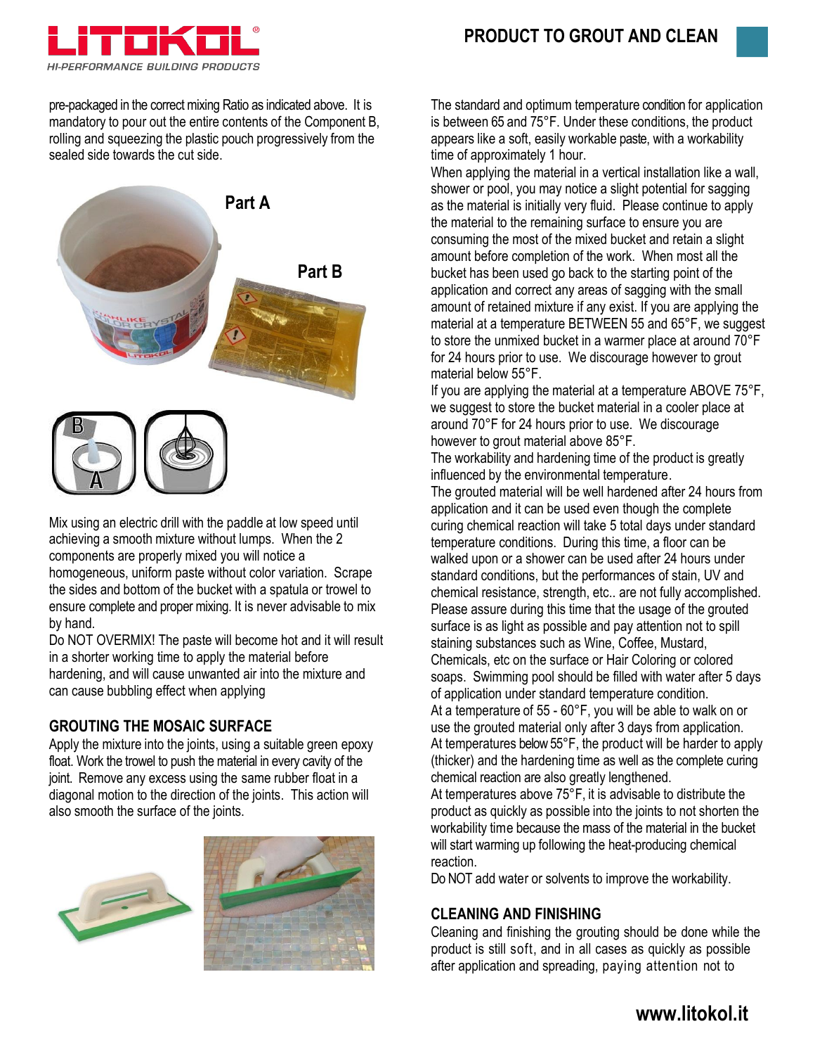pre-packaged in the correct mixing Ratio as indicated above. It is mandatory to pour out the entire contents of the Component B, rolling and squeezing the plastic pouch progressively from the sealed side towards the cut side.

Mix using an electric drill with the paddle at low speed until achieving a smooth mixture without lumps. When the 2 components are properly mixed you will notice a homogeneous, uniform paste without color variation. Scrape the sides and bottom of the bucket with a spatula or trowel to ensure complete and proper mixing. It is never advisable to mix by hand.

Do NOT OVERMIX! The paste will become hot and it will result in a shorter working time to apply the material before hardening, and will cause unwanted air into the mixture and can cause bubbling effect when applying

## GROUTING THE MOSAIC SURFACE

Apply the mixture into the joints, using a suitable green epoxy float. Work the trowel to push the material in every cavity of the joint. Remove any excess using the same rubber float in a diagonal motion to the direction of the joints. This action will also smooth the surface of the joints.

The standard and optimum temperature condition for application is between 65 and 75°F. Under these conditions, the product appears like a soft, easily workable paste, with a workability time of approximately 1 hour.

When applying the material in a vertical installation like a wall, shower or pool, you may notice a slight potential for sagging as the material is initially very fluid. Please continue to apply the material to the remaining surface to ensure you are consuming the most of the mixed bucket and retain a slight amount before completion of the work. When most all the bucket has been used go back to the starting point of the application and correct any areas of sagging with the small amount of retained mixture if any exist. If you are applying the material at a temperature BETWEEN 55 and 65°F, we suggest to store the unmixed bucket in a warmer place at around 70°F for 24 hours prior to use. We discourage however to grout material below 55°F.

If you are applying the material at a temperature ABOVE 75°F, we suggest to store the bucket material in a cooler place at around 70°F for 24 hours prior to use. We discourage however to grout material above 85°F.

The workability and hardening time of the product is greatly influenced by the environmental temperature.

The grouted material will be well hardened after 24 hours from application and it can be used even though the complete curing chemical reaction will take 5 total days under standard temperature conditions. During this time, a floor can be walked upon or a shower can be used after 24 hours under standard conditions, but the performances of stain, UV and chemical resistance, strength, etc.. are not fully accomplished. Please assure during this time that the usage of the grouted surface is as light as possible and pay attention not to spill staining substances such as Wine, Coffee, Mustard, Chemicals, etc on the surface or Hair Coloring or colored soaps. Swimming pool should be filled with water after 5 days of application under standard temperature condition.

At a temperature of 55 - 60°F, you will be able to walk on or use the grouted material only after 3 days from application.

At temperatures below 55°F, the product will be harder to apply (thicker) and the hardening time as well as the complete curing chemical reaction are also greatly lengthened.

At temperatures above 75°F, it is advisable to distribute the product as quickly as possible into the joints to not shorten the workability time because the mass of the material in the bucket will start warming up following the heat-producing chemical reaction.

Do NOT add water or solvents to improve the workability.

## CLEANING AND FINISHING

Cleaning and finishing the grouting should be done while the product is still soft, and in all cases as quickly as possible after application and spreading, paying attention not to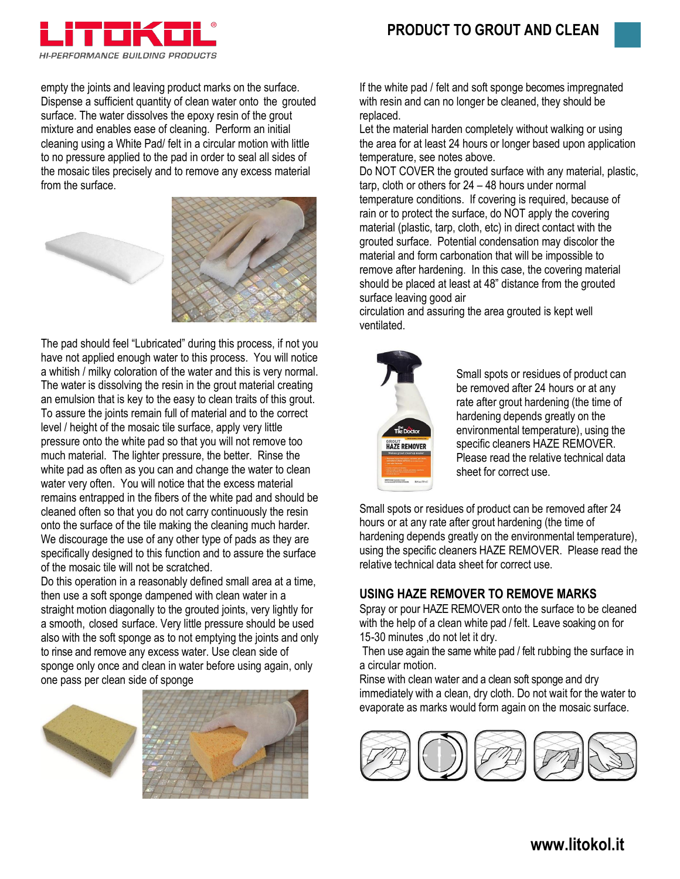empty the joints and leaving product marks on the surface. Dispense a sufficient quantity of clean water onto the grouted surface. The water dissolves the epoxy resin of the grout mixture and enables ease of cleaning. Perform an initial cleaning using a White Pad/ felt in a circular motion with little to no pressure applied to the pad in order to seal all sides of the mosaic tiles precisely and to remove any excess material from the surface.

The pad should feel "Lubricated" during this process, if not you have not applied enough water to this process. You will notice a whitish / milky coloration of the water and this is very normal. The water is dissolving the resin in the grout material creating an emulsion that is key to the easy to clean traits of this grout. To assure the joints remain full of material and to the correct level / height of the mosaic tile surface, apply very little pressure onto the white pad so that you will not remove too much material. The lighter pressure, the better. Rinse the white pad as often as you can and change the water to clean water very often. You will notice that the excess material remains entrapped in the fibers of the white pad and should be cleaned often so that you do not carry continuously the resin onto the surface of the tile making the cleaning much harder. We discourage the use of any other type of pads as they are specifically designed to this function and to assure the surface of the mosaic tile will not be scratched.

Do this operation in a reasonably defined small area at a time, then use a soft sponge dampened with clean water in a straight motion diagonally to the grouted joints, very lightly for a smooth, closed surface. Very little pressure should be used also with the soft sponge as to not emptying the joints and only to rinse and remove any excess water. Use clean side of sponge only once and clean in water before using again, only one pass per clean side of sponge

If the white pad / felt and soft sponge becomes impregnated with resin and can no longer be cleaned, they should be replaced.

Let the material harden completely without walking or using the area for at least 24 hours or longer based upon application temperature, see notes above.

Do NOT COVER the grouted surface with any material, plastic, tarp, cloth or others for 24 – 48 hours under normal temperature conditions. If covering is required, because of rain or to protect the surface, do NOT apply the covering material (plastic, tarp, cloth, etc) in direct contact with the grouted surface. Potential condensation may discolor the material and form carbonation that will be impossible to remove after hardening. In this case, the covering material should be placed at least at 48" distance from the grouted surface leaving good air circulation and assuring the area grouted is kept well ventilated.

Small spots or residues of product can be removed after 24 hours or at any rate after grout hardening (the time of hardening depends greatly on the environmental temperature), using the specific cleaners HAZE REMOVER. Please read the relative technical data sheet for correct use.

Small spots or residues of product can be removed after 24 hours or at any rate after grout hardening (the time of hardening depends greatly on the environmental temperature), using the specific cleaners HAZE REMOVER. Please read the relative technical data sheet for correct use.

## USING HAZE REMOVER TO REMOVE MARKS

Spray or pour HAZE REMOVER onto the surface to be cleaned with the help of a clean white pad / felt. Leave soaking on for 15-30 minutes ,do not let it dry.

Then use again the same white pad / felt rubbing the surface in a circular motion.

Rinse with clean water and a clean soft sponge and dry immediately with a clean, dry cloth. Do not wait for the water to evaporate as marks would form again on the mosaic surface.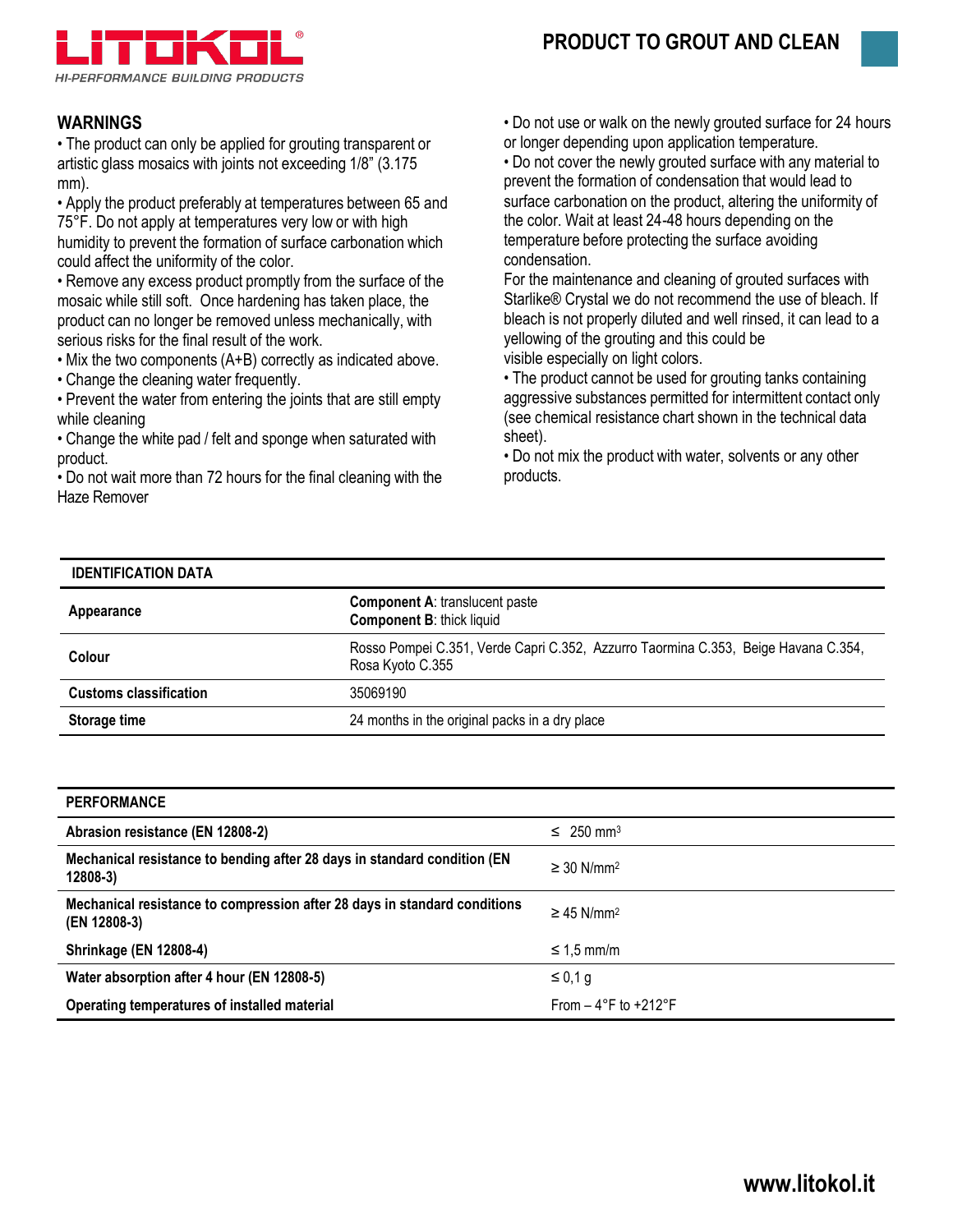## WARNINGS

- The product can only be applied for grouting transparent or artistic glass mosaics with joints not exceeding 1/8" (3.175 mm).
- Apply the product preferably at temperatures between 65 and 75°F. Do not apply at temperatures very low or with high humidity to prevent the formation of surface carbonation which could affect the uniformity of the color.
- Remove any excess product promptly from the surface of the mosaic while still soft. Once hardening has taken place, the product can no longer be removed unless mechanically, with serious risks for the final result of the work.
- Mix the two components (A+B) correctly as indicated above.
- Change the cleaning water frequently.
- Prevent the water from entering the joints that are still empty while cleaning
- Change the white pad / felt and sponge when saturated with product.
- Do not wait more than 72 hours for the final cleaning with the Haze Remover
- Do not use or walk on the newly grouted surface for 24 hours or longer depending upon application temperature.
- Do not cover the newly grouted surface with any material to prevent the formation of condensation that would lead to surface carbonation on the product, altering the uniformity of the color. Wait at least 24-48 hours depending on the temperature before protecting the surface avoiding condensation.

For the maintenance and cleaning of grouted surfaces with Starlike® Crystal we do not recommend the use of bleach. If bleach is not properly diluted and well rinsed, it can lead to a yellowing of the grouting and this could be visible especially on light colors.

- The product cannot be used for grouting tanks containing aggressive substances permitted for intermittent contact only (see chemical resistance chart shown in the technical data sheet).
- Do not mix the product with water, solvents or any other products.

| IDENTIFICATION DATA | |
|---|---|
| **Appearance** | **Component A**: translucent paste<br>**Component B**: thick liquid |
| **Colour** | Rosso Pompei C.351, Verde Capri C.352, Azzurro Taormina C.353, Beige Havana C.354, Rosa Kyoto C.355 |
| **Customs classification** | 35069190 |
| **Storage time** | 24 months in the original packs in a dry place |

| PERFORMANCE | |
|---|---|
| **Abrasion resistance (EN 12808-2)** | ≤ 250 $mm^3$ |
| **Mechanical resistance to bending after 28 days in standard condition (EN 12808-3)** | ≥ 30 $N/mm^2$ |
| **Mechanical resistance to compression after 28 days in standard conditions (EN 12808-3)** | ≥ 45 $N/mm^2$ |
| **Shrinkage (EN 12808-4)** | ≤ 1,5 mm/m |
| **Water absorption after 4 hour (EN 12808-5)** | ≤ 0,1 g |
| **Operating temperatures of installed material** | From – 4°F to +212°F |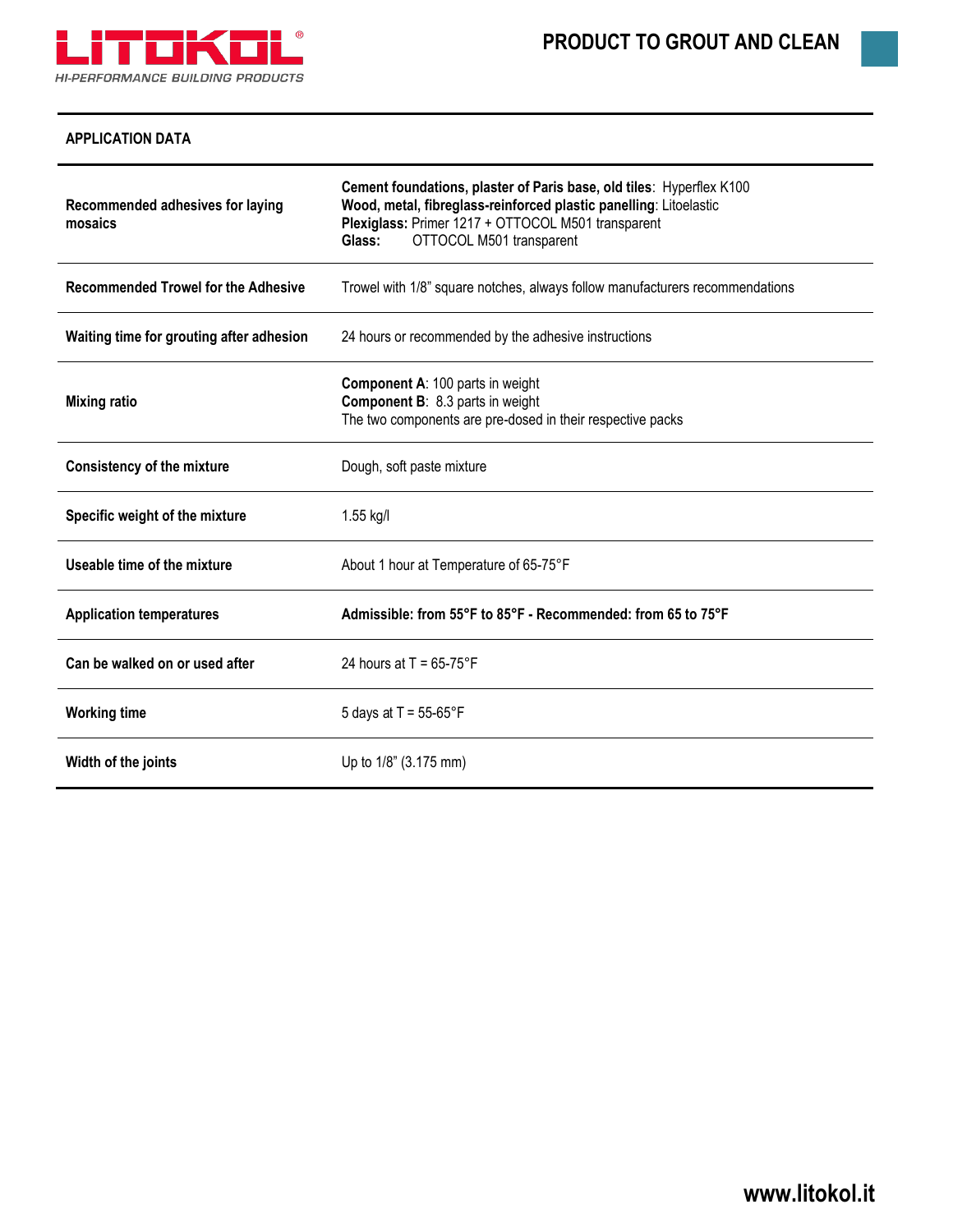## APPLICATION DATA

| | |
|---|---|
| **Recommended adhesives for laying mosaics** | **Cement foundations, plaster of Paris base, old tiles**: Hyperflex K100<br>**Wood, metal, fibreglass-reinforced plastic panelling**: Litoelastic<br>**Plexiglass:** Primer 1217 + OTTOCOL M501 transparent<br>**Glass:** OTTOCOL M501 transparent |
| **Recommended Trowel for the Adhesive** | Trowel with 1/8" square notches, always follow manufacturers recommendations |
| **Waiting time for grouting after adhesion** | 24 hours or recommended by the adhesive instructions |
| **Mixing ratio** | **Component A**: 100 parts in weight<br>**Component B**: 8.3 parts in weight<br>The two components are pre-dosed in their respective packs |
| **Consistency of the mixture** | Dough, soft paste mixture |
| **Specific weight of the mixture** | 1.55 kg/l |
| **Useable time of the mixture** | About 1 hour at Temperature of 65-75°F |
| **Application temperatures** | **Admissible: from 55°F to 85°F - Recommended: from 65 to 75°F** |
| **Can be walked on or used after** | 24 hours at T = 65-75°F |
| **Working time** | 5 days at T = 55-65°F |
| **Width of the joints** | Up to 1/8" (3.175 mm) |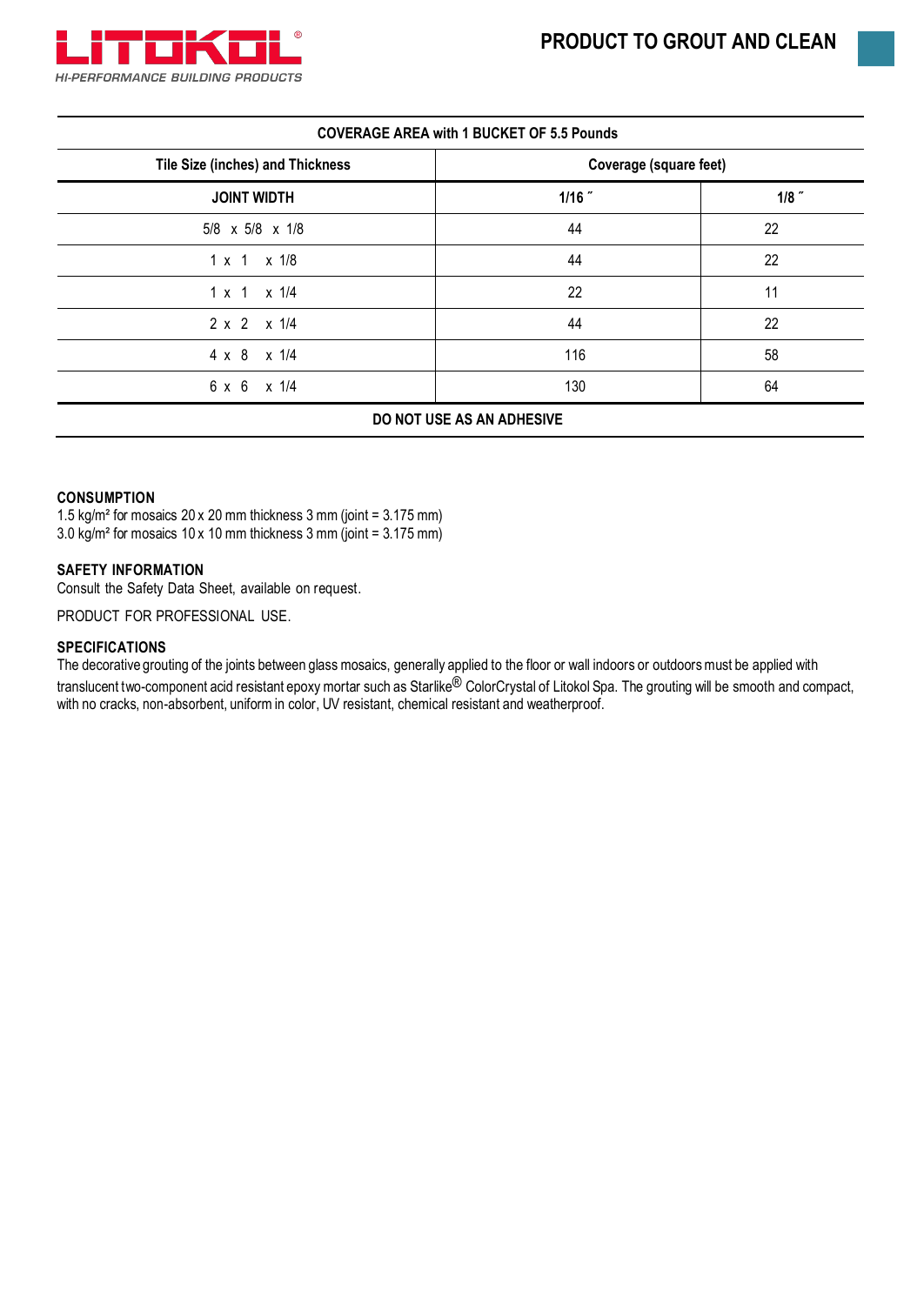| COVERAGE AREA with 1 BUCKET OF 5.5 Pounds | | |
|---|---|---|
| Tile Size (inches) and Thickness | Coverage (square feet) | |
| JOINT WIDTH | 1/16 ˝ | 1/8 ˝ |
| 5/8 x 5/8 x 1/8 | 44 | 22 |
| 1 x 1 x 1/8 | 44 | 22 |
| 1 x 1 x 1/4 | 22 | 11 |
| 2 x 2 x 1/4 | 44 | 22 |
| 4 x 8 x 1/4 | 116 | 58 |
| 6 x 6 x 1/4 | 130 | 64 |
| DO NOT USE AS AN ADHESIVE | | |

### CONSUMPTION

1.5 kg/m² for mosaics 20 x 20 mm thickness 3 mm (joint = 3.175 mm)
3.0 kg/m² for mosaics 10 x 10 mm thickness 3 mm (joint = 3.175 mm)

### SAFETY INFORMATION

Consult the Safety Data Sheet, available on request.

PRODUCT FOR PROFESSIONAL USE.

### SPECIFICATIONS

The decorative grouting of the joints between glass mosaics, generally applied to the floor or wall indoors or outdoors must be applied with translucent two-component acid resistant epoxy mortar such as Starlike® ColorCrystal of Litokol Spa. The grouting will be smooth and compact, with no cracks, non-absorbent, uniform in color, UV resistant, chemical resistant and weatherproof.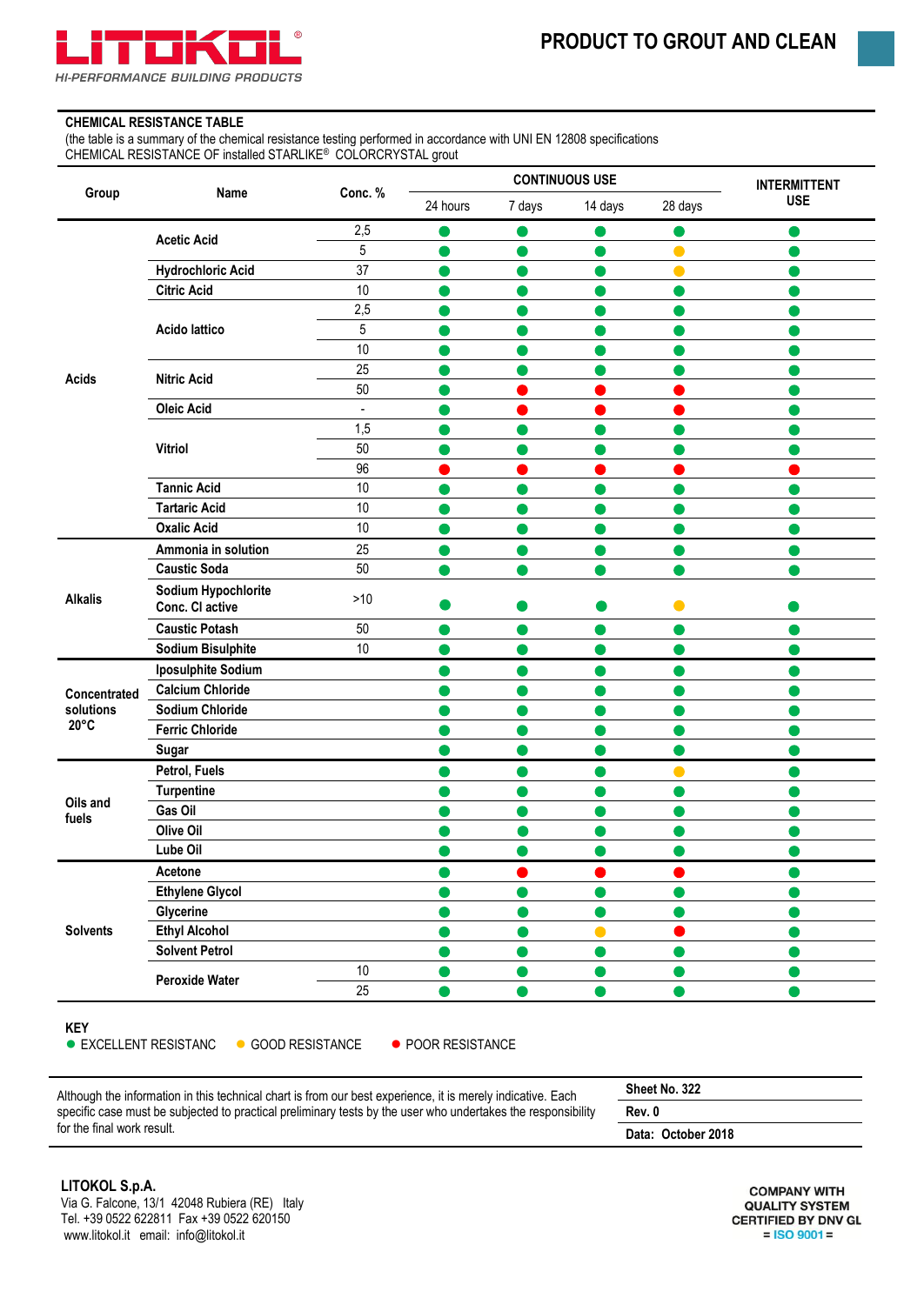# PRODUCT TO GROUT AND CLEAN

## CHEMICAL RESISTANCE TABLE

(the table is a summary of the chemical resistance testing performed in accordance with UNI EN 12808 specifications
CHEMICAL RESISTANCE OF installed STARLIKE® COLORCRYSTAL grout

| Group | Name | Conc. % | CONTINUOUS USE | | | | INTERMITTENT USE |
|---|---|---|---|---|---|---|---|
| | | | 24 hours | 7 days | 14 days | 28 days | |
| Acids | Acetic Acid | 2,5 | ● green | ● green | ● green | ● green | ● green |
| | | 5 | ● green | ● green | ● green | ● yellow | ● green |
| | Hydrochloric Acid | 37 | ● green | ● green | ● green | ● yellow | ● green |
| | Citric Acid | 10 | ● green | ● green | ● green | ● green | ● green |
| | Acido lattico | 2,5 | ● green | ● green | ● green | ● green | ● green |
| | | 5 | ● green | ● green | ● green | ● green | ● green |
| | | 10 | ● green | ● green | ● green | ● green | ● green |
| | Nitric Acid | 25 | ● green | ● green | ● green | ● green | ● green |
| | | 50 | ● green | ● red | ● red | ● red | ● green |
| | Oleic Acid | - | ● green | ● red | ● red | ● red | ● green |
| | Vitriol | 1,5 | ● green | ● green | ● green | ● green | ● green |
| | | 50 | ● green | ● green | ● green | ● green | ● green |
| | | 96 | ● red | ● red | ● red | ● red | ● red |
| | Tannic Acid | 10 | ● green | ● green | ● green | ● green | ● green |
| | Tartaric Acid | 10 | ● green | ● green | ● green | ● green | ● green |
| | Oxalic Acid | 10 | ● green | ● green | ● green | ● green | ● green |
| Alkalis | Ammonia in solution | 25 | ● green | ● green | ● green | ● green | ● green |
| | Caustic Soda | 50 | ● green | ● green | ● green | ● green | ● green |
| | Sodium Hypochlorite Conc. Cl active | >10 | ● green | ● green | ● green | ● yellow | ● green |
| | Caustic Potash | 50 | ● green | ● green | ● green | ● green | ● green |
| | Sodium Bisulphite | 10 | ● green | ● green | ● green | ● green | ● green |
| Concentrated solutions 20°C | Iposulphite Sodium | | ● green | ● green | ● green | ● green | ● green |
| | Calcium Chloride | | ● green | ● green | ● green | ● green | ● green |
| | Sodium Chloride | | ● green | ● green | ● green | ● green | ● green |
| | Ferric Chloride | | ● green | ● green | ● green | ● green | ● green |
| | Sugar | | ● green | ● green | ● green | ● green | ● green |
| Oils and fuels | Petrol, Fuels | | ● green | ● green | ● green | ● yellow | ● green |
| | Turpentine | | ● green | ● green | ● green | ● green | ● green |
| | Gas Oil | | ● green | ● green | ● green | ● green | ● green |
| | Olive Oil | | ● green | ● green | ● green | ● green | ● green |
| | Lube Oil | | ● green | ● green | ● green | ● green | ● green |
| Solvents | Acetone | | ● green | ● red | ● red | ● red | ● green |
| | Ethylene Glycol | | ● green | ● green | ● green | ● green | ● green |
| | Glycerine | | ● green | ● green | ● green | ● green | ● green |
| | Ethyl Alcohol | | ● green | ● green | ● yellow | ● red | ● green |
| | Solvent Petrol | | ● green | ● green | ● green | ● green | ● green |
| | Peroxide Water | 10 | ● green | ● green | ● green | ● green | ● green |
| | | 25 | ● green | ● green | ● green | ● green | ● green |

**KEY**

● (green) EXCELLENT RESISTANC ● (yellow) GOOD RESISTANCE ● (red) POOR RESISTANCE

Although the information in this technical chart is from our best experience, it is merely indicative. Each specific case must be subjected to practical preliminary tests by the user who undertakes the responsibility for the final work result.

**Sheet No. 322**
**Rev. 0**
**Data: October 2018**

**LITOKOL S.p.A.**
Via G. Falcone, 13/1 42048 Rubiera (RE) Italy
Tel. +39 0522 622811 Fax +39 0522 620150
www.litokol.it email: info@litokol.it

**COMPANY WITH QUALITY SYSTEM CERTIFIED BY DNV GL = ISO 9001 =**